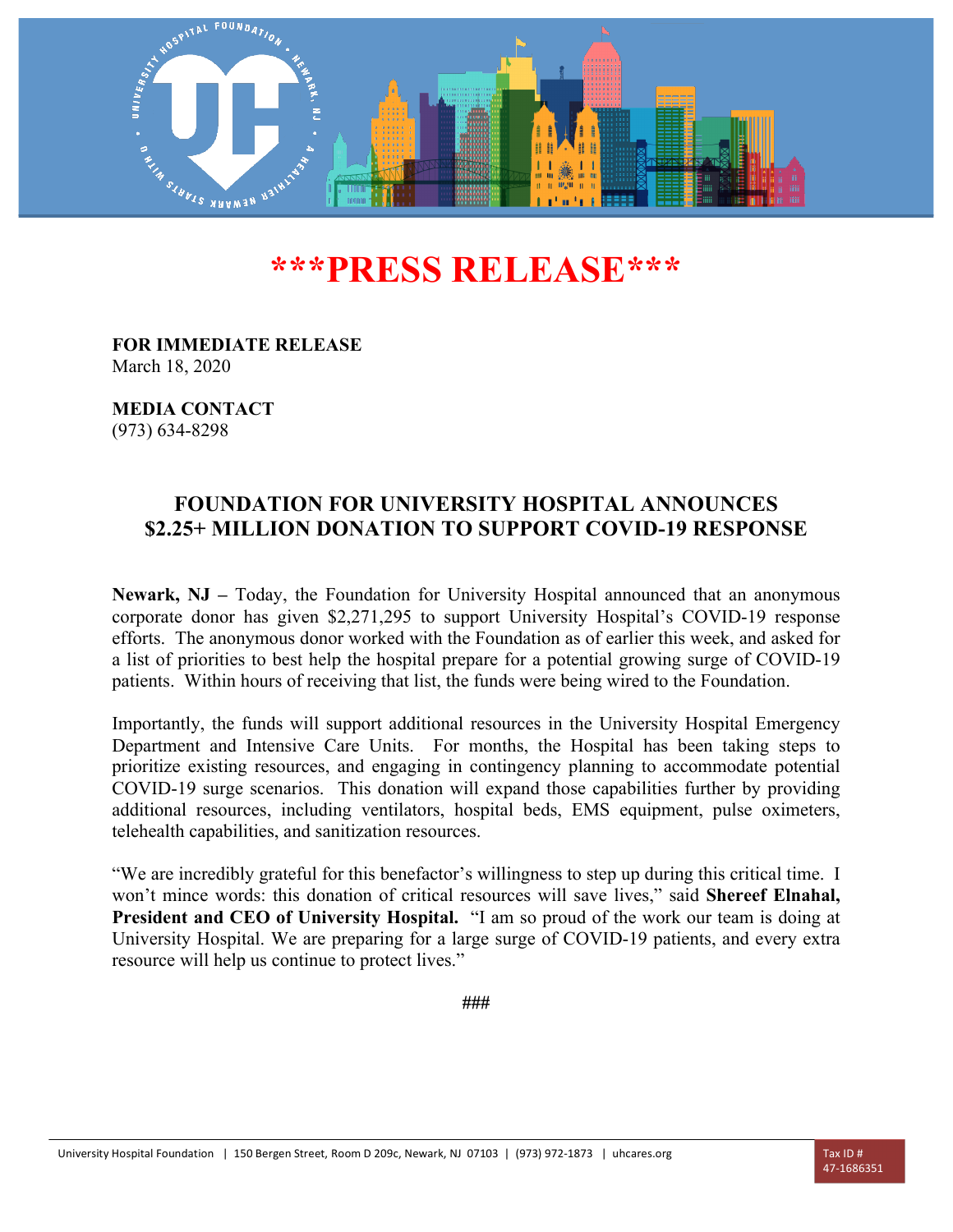# ***PRESS RELEASE***

**FOR IMMEDIATE RELEASE**
March 18, 2020

**MEDIA CONTACT**
(973) 634-8298

## FOUNDATION FOR UNIVERSITY HOSPITAL ANNOUNCES $2.25+ MILLION DONATION TO SUPPORT COVID-19 RESPONSE

**Newark, NJ –** Today, the Foundation for University Hospital announced that an anonymous corporate donor has given $2,271,295 to support University Hospital's COVID-19 response efforts. The anonymous donor worked with the Foundation as of earlier this week, and asked for a list of priorities to best help the hospital prepare for a potential growing surge of COVID-19 patients. Within hours of receiving that list, the funds were being wired to the Foundation.

Importantly, the funds will support additional resources in the University Hospital Emergency Department and Intensive Care Units. For months, the Hospital has been taking steps to prioritize existing resources, and engaging in contingency planning to accommodate potential COVID-19 surge scenarios. This donation will expand those capabilities further by providing additional resources, including ventilators, hospital beds, EMS equipment, pulse oximeters, telehealth capabilities, and sanitization resources.

"We are incredibly grateful for this benefactor's willingness to step up during this critical time. I won't mince words: this donation of critical resources will save lives," said **Shereef Elnahal, President and CEO of University Hospital.** "I am so proud of the work our team is doing at University Hospital. We are preparing for a large surge of COVID-19 patients, and every extra resource will help us continue to protect lives."

###

University Hospital Foundation | 150 Bergen Street, Room D 209c, Newark, NJ 07103 | (973) 972-1873 | uhcares.org

Tax ID # 47-1686351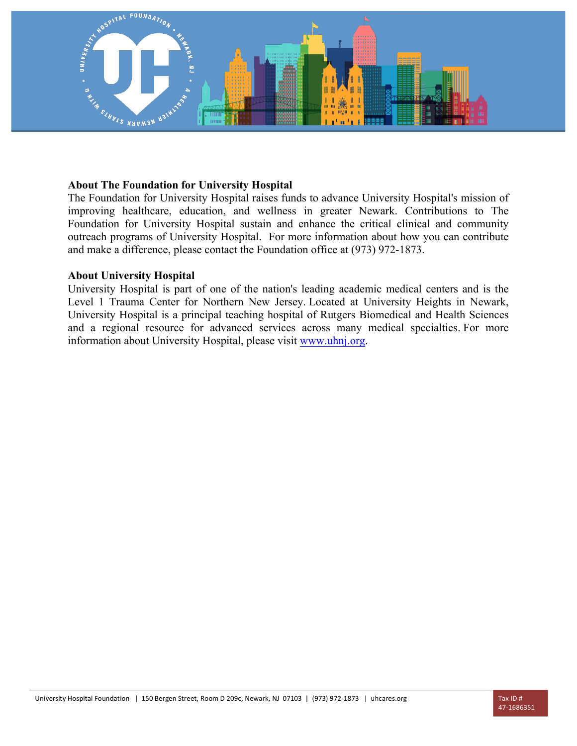**About The Foundation for University Hospital**

The Foundation for University Hospital raises funds to advance University Hospital's mission of improving healthcare, education, and wellness in greater Newark. Contributions to The Foundation for University Hospital sustain and enhance the critical clinical and community outreach programs of University Hospital. For more information about how you can contribute and make a difference, please contact the Foundation office at (973) 972-1873.

**About University Hospital**

University Hospital is part of one of the nation's leading academic medical centers and is the Level 1 Trauma Center for Northern New Jersey. Located at University Heights in Newark, University Hospital is a principal teaching hospital of Rutgers Biomedical and Health Sciences and a regional resource for advanced services across many medical specialties. For more information about University Hospital, please visit [www.uhnj.org](http://www.uhnj.org).